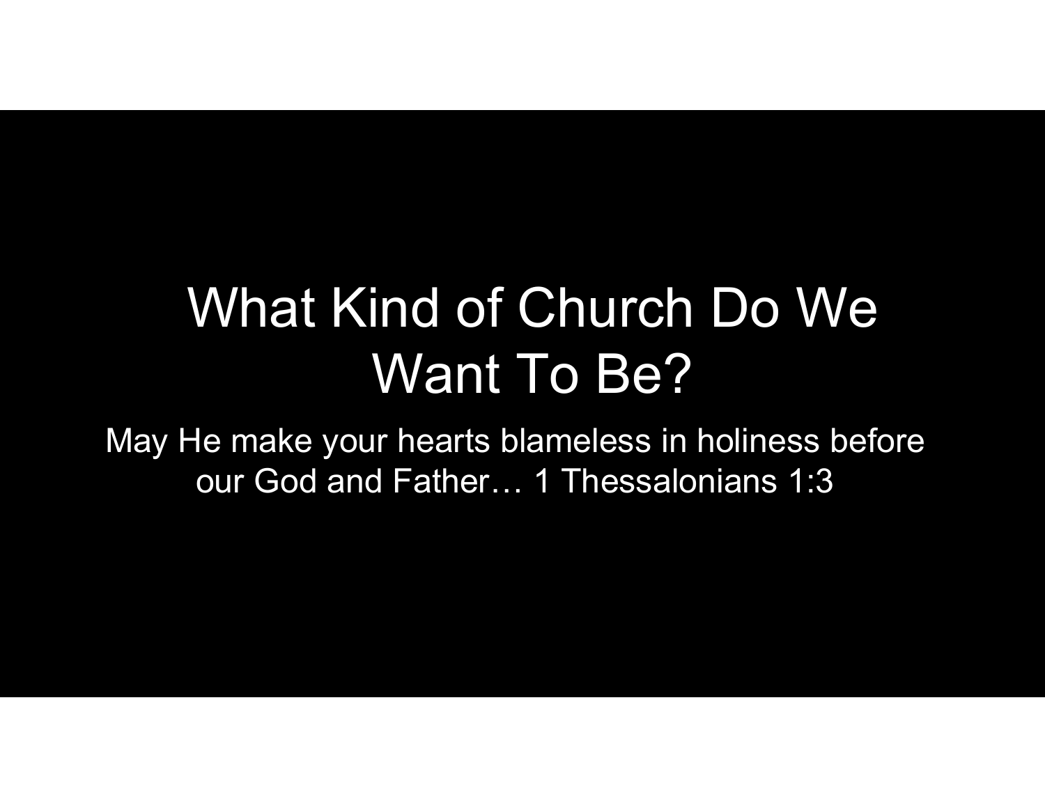# What Kind of Church Do We Want To Be?

May He make your hearts blameless in holiness before our God and Father… 1 Thessalonians 1:3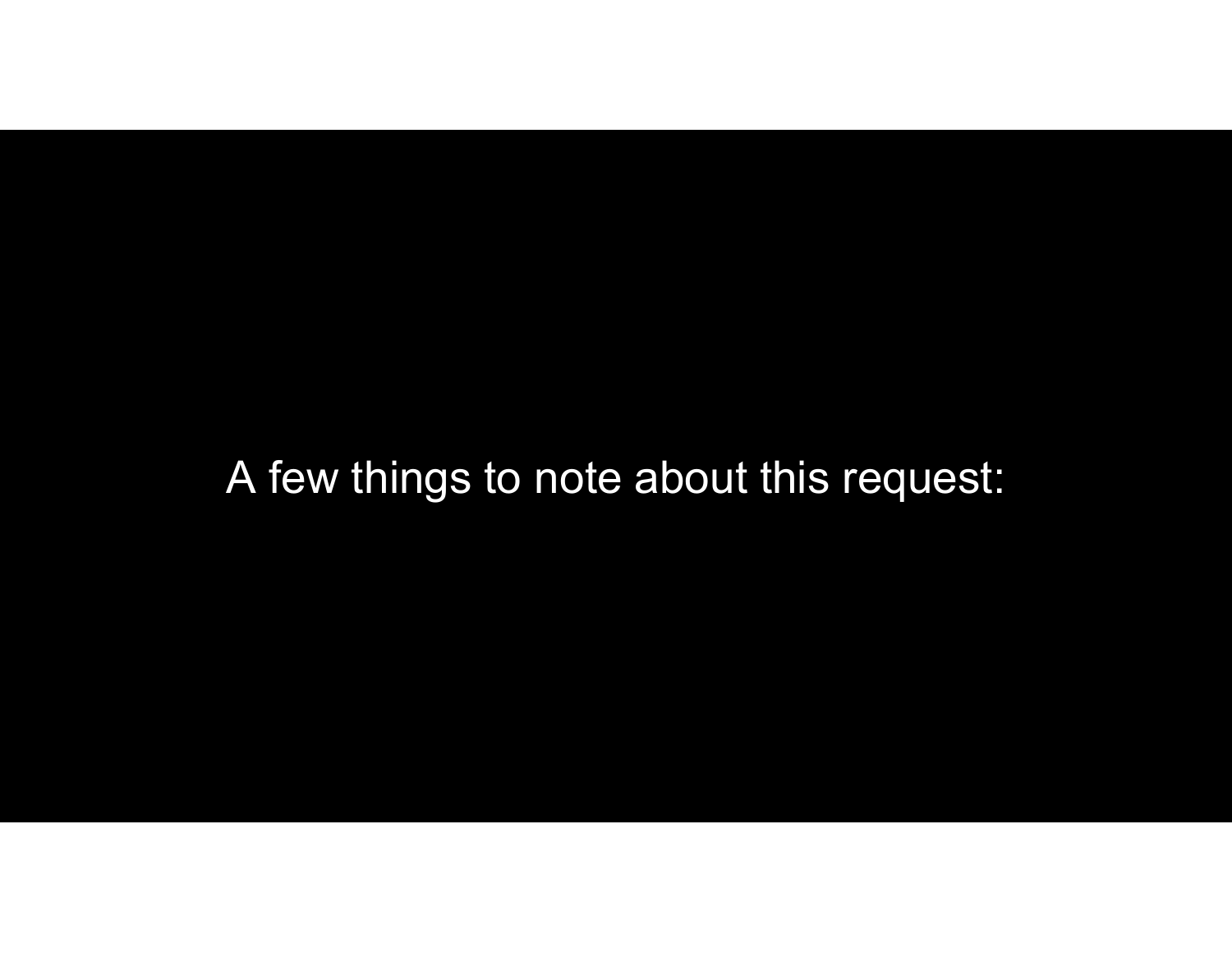A few things to note about this request: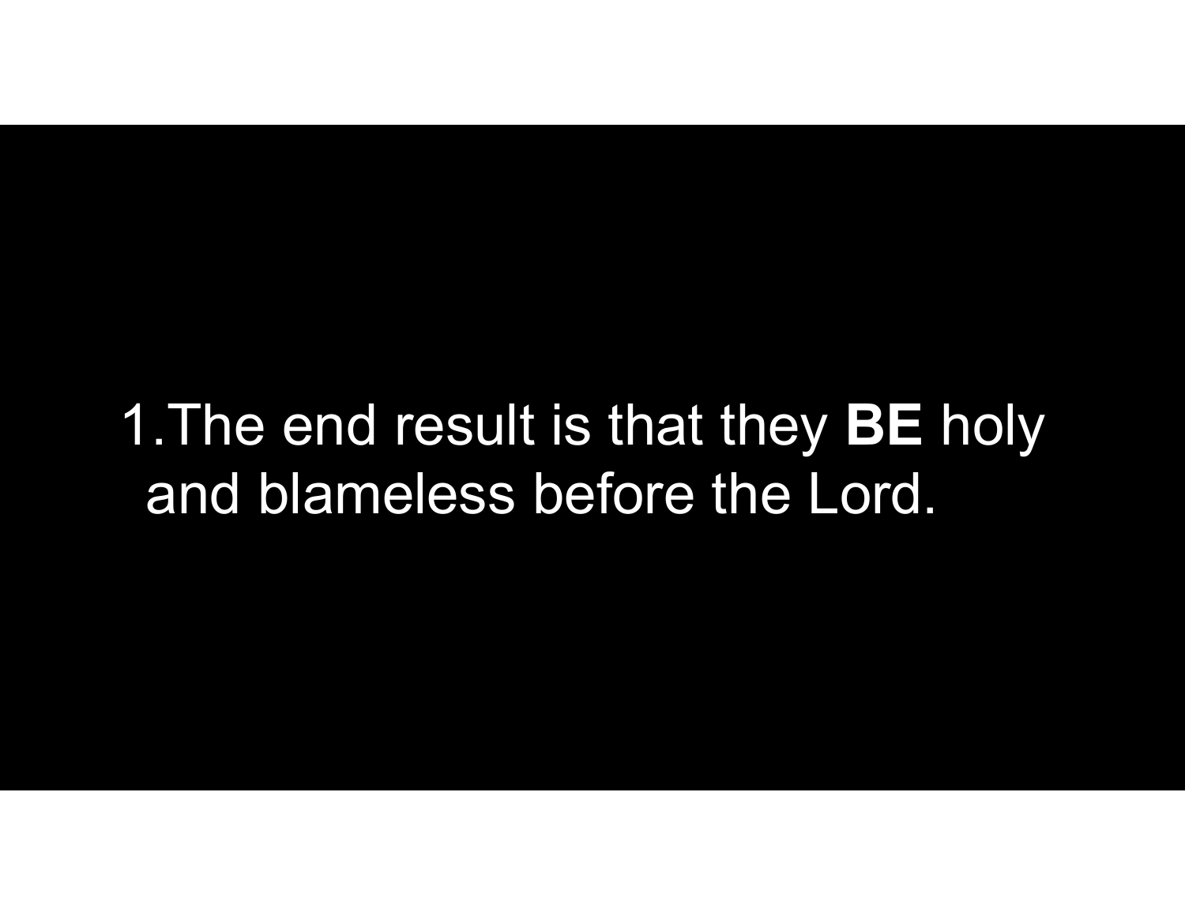1. The end result is that they **BE** holy and blameless before the Lord.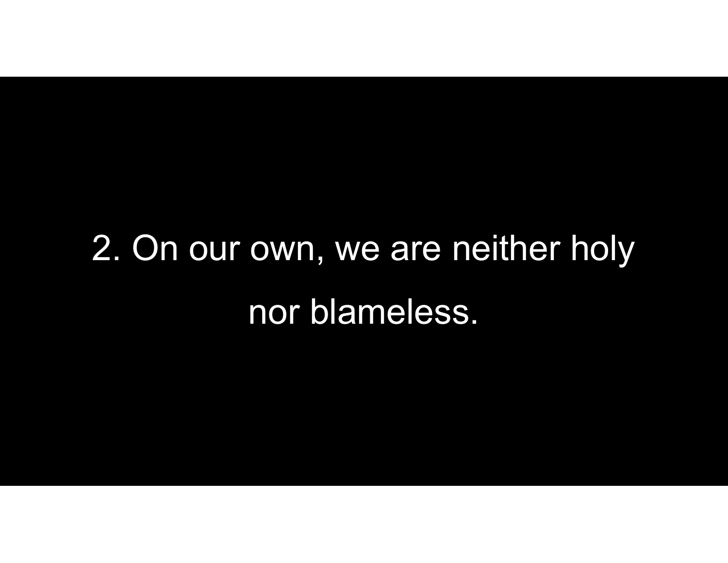2. On our own, we are neither holy nor blameless.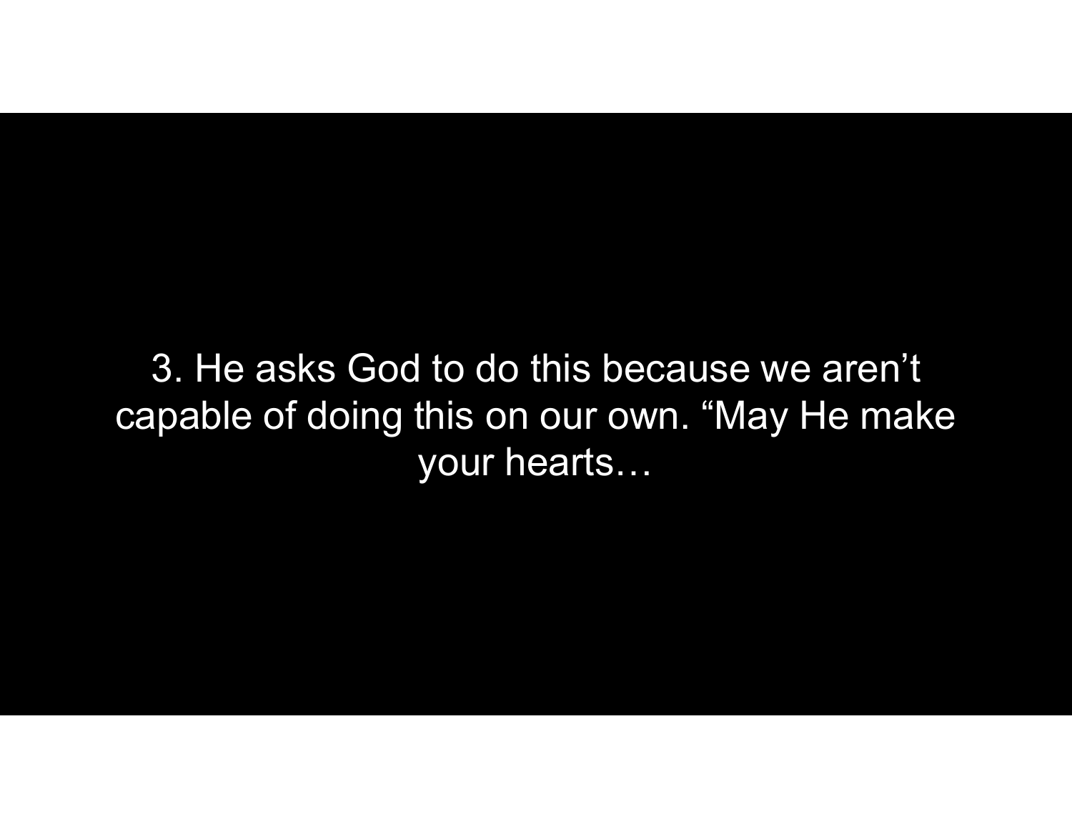3. He asks God to do this because we aren't capable of doing this on our own. "May He make your hearts…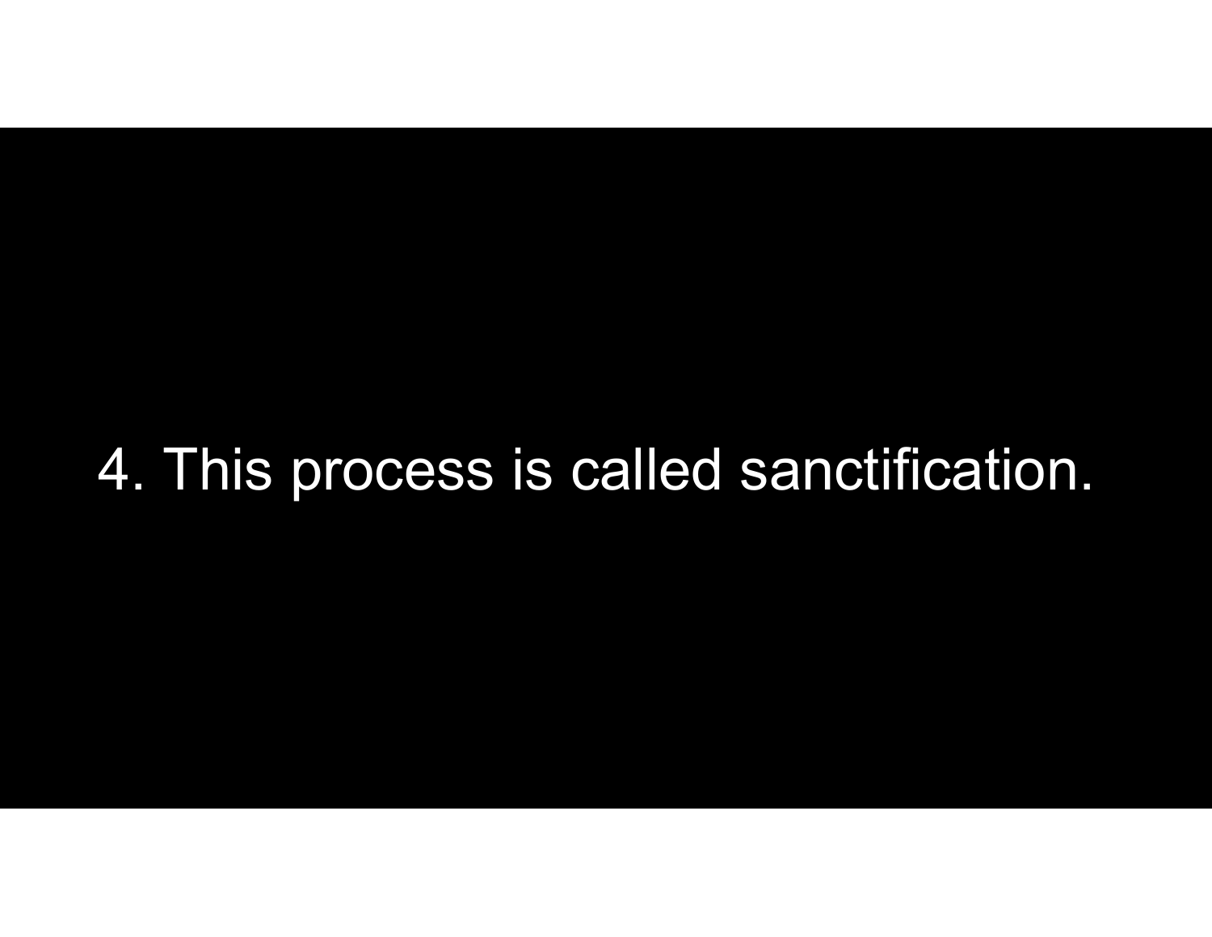4. This process is called sanctification.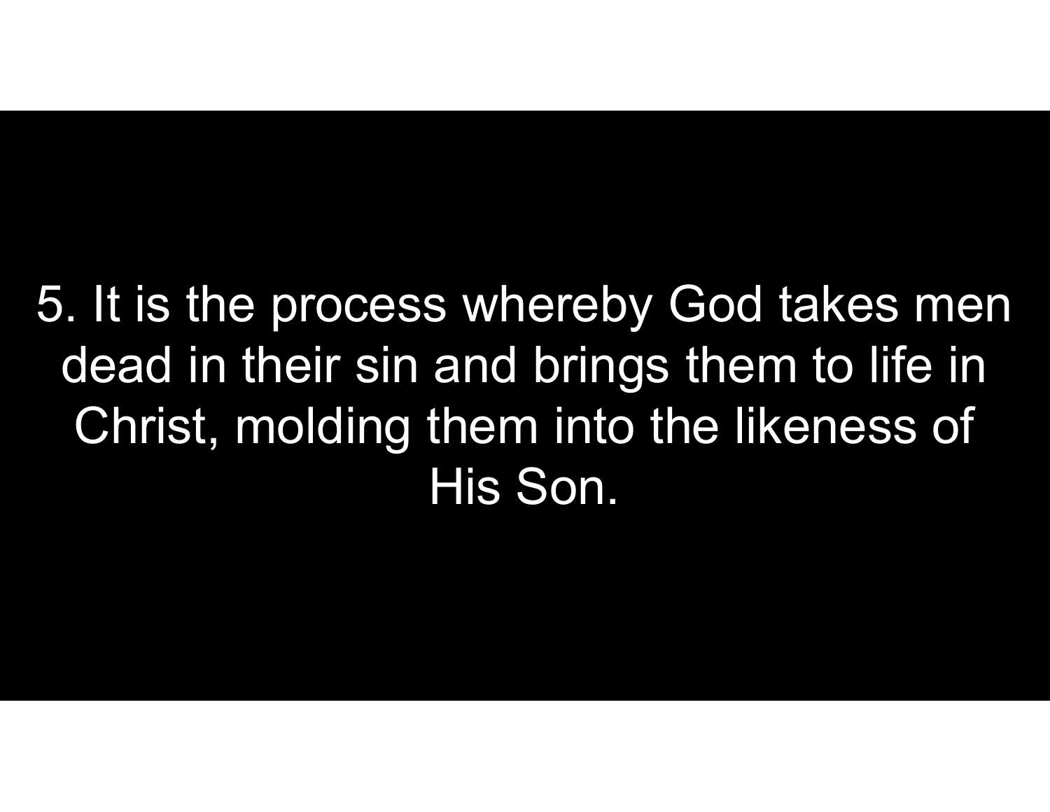5. It is the process whereby God takes men dead in their sin and brings them to life in Christ, molding them into the likeness of His Son.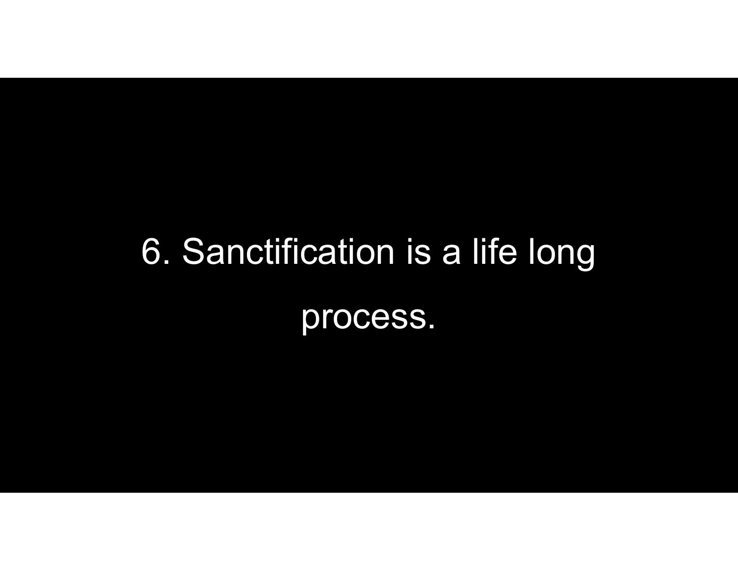6. Sanctification is a life long process.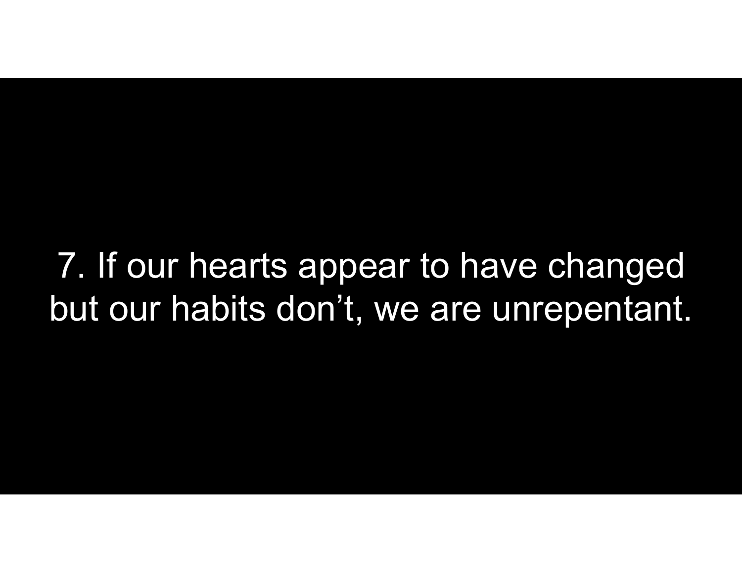7. If our hearts appear to have changed but our habits don’t, we are unrepentant.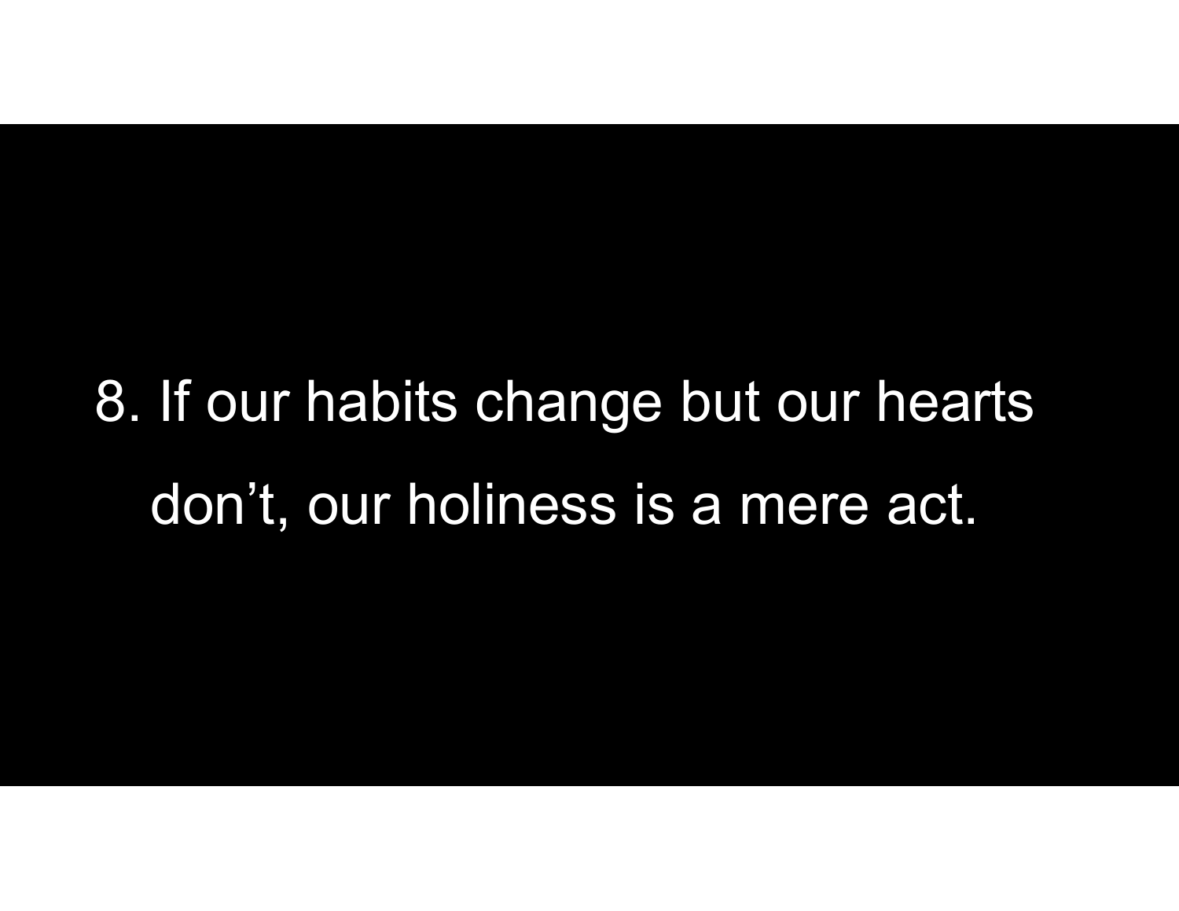8. If our habits change but our hearts don’t, our holiness is a mere act.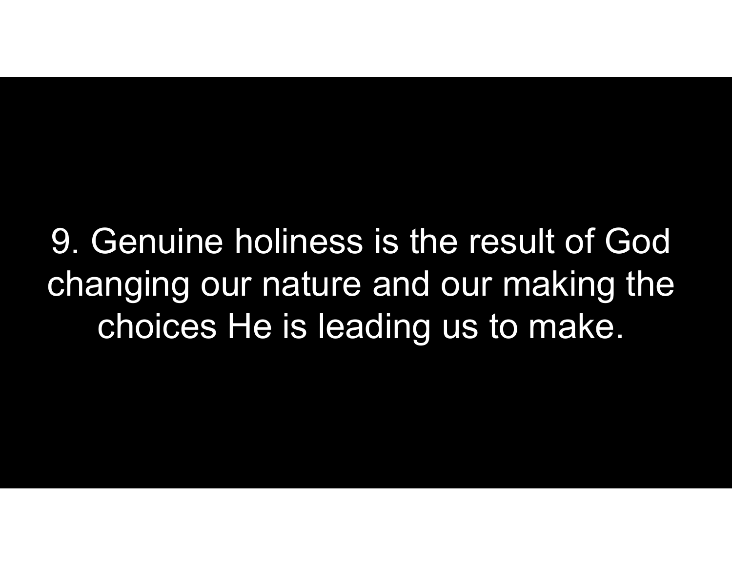9. Genuine holiness is the result of God changing our nature and our making the choices He is leading us to make.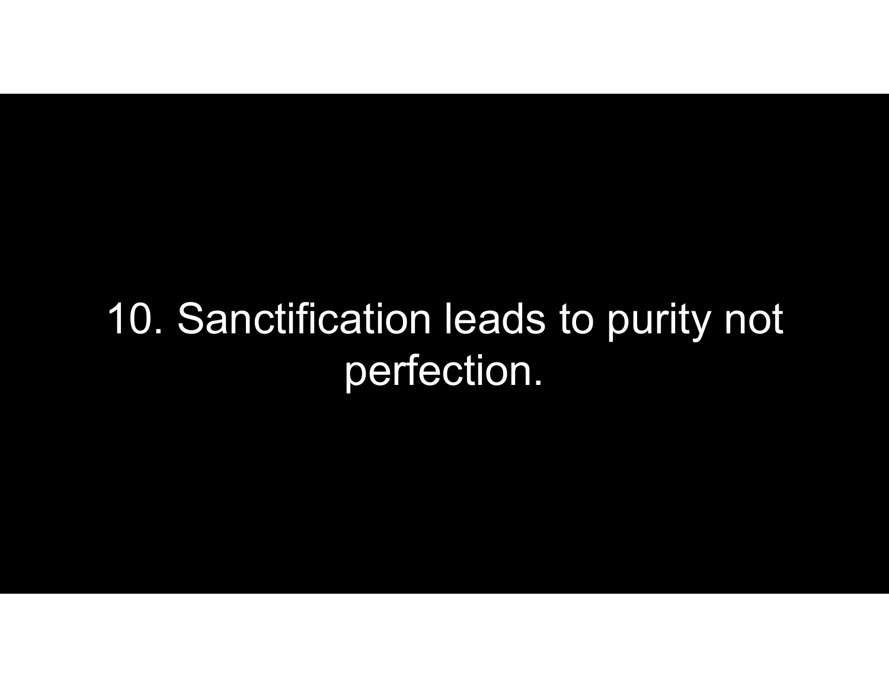10. Sanctification leads to purity not perfection.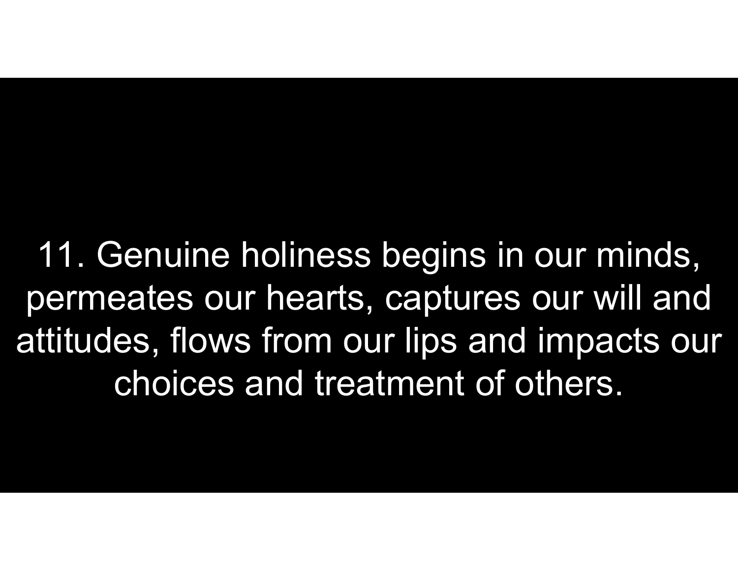11. Genuine holiness begins in our minds, permeates our hearts, captures our will and attitudes, flows from our lips and impacts our choices and treatment of others.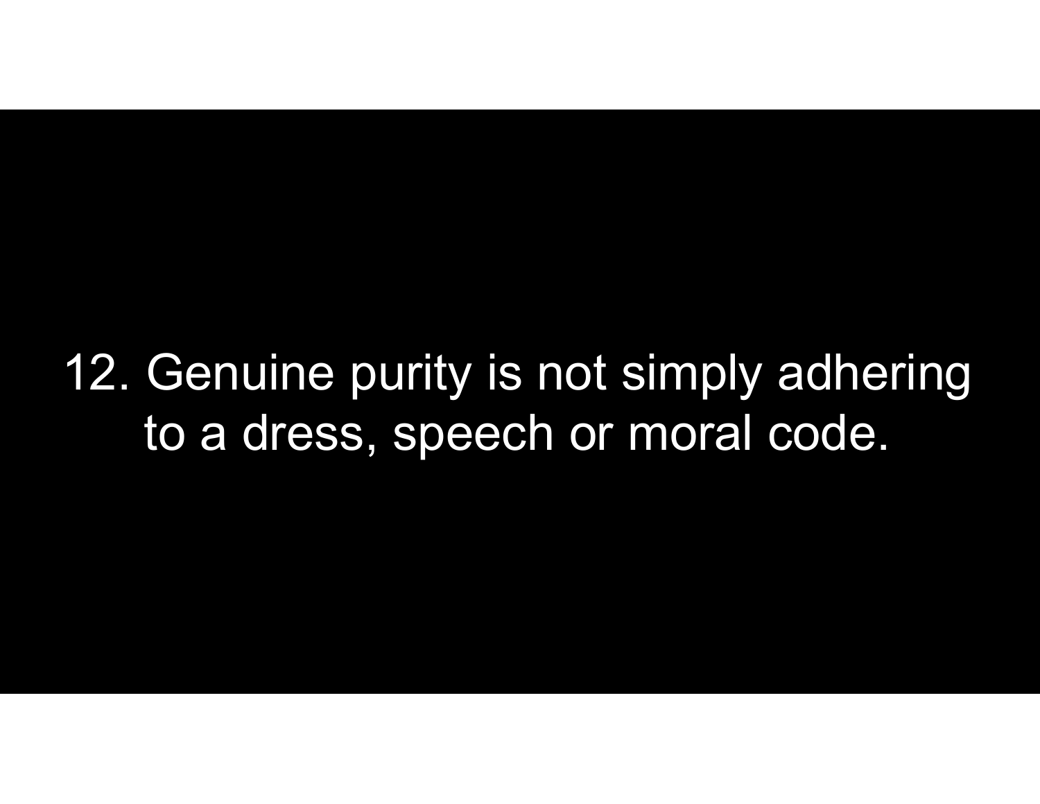12. Genuine purity is not simply adhering to a dress, speech or moral code.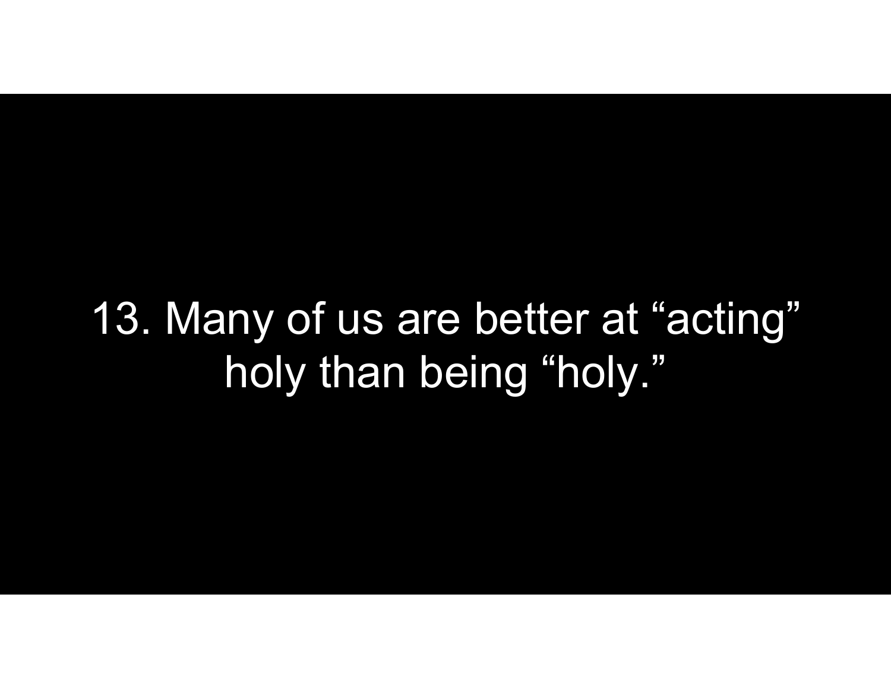13. Many of us are better at “acting” holy than being “holy.”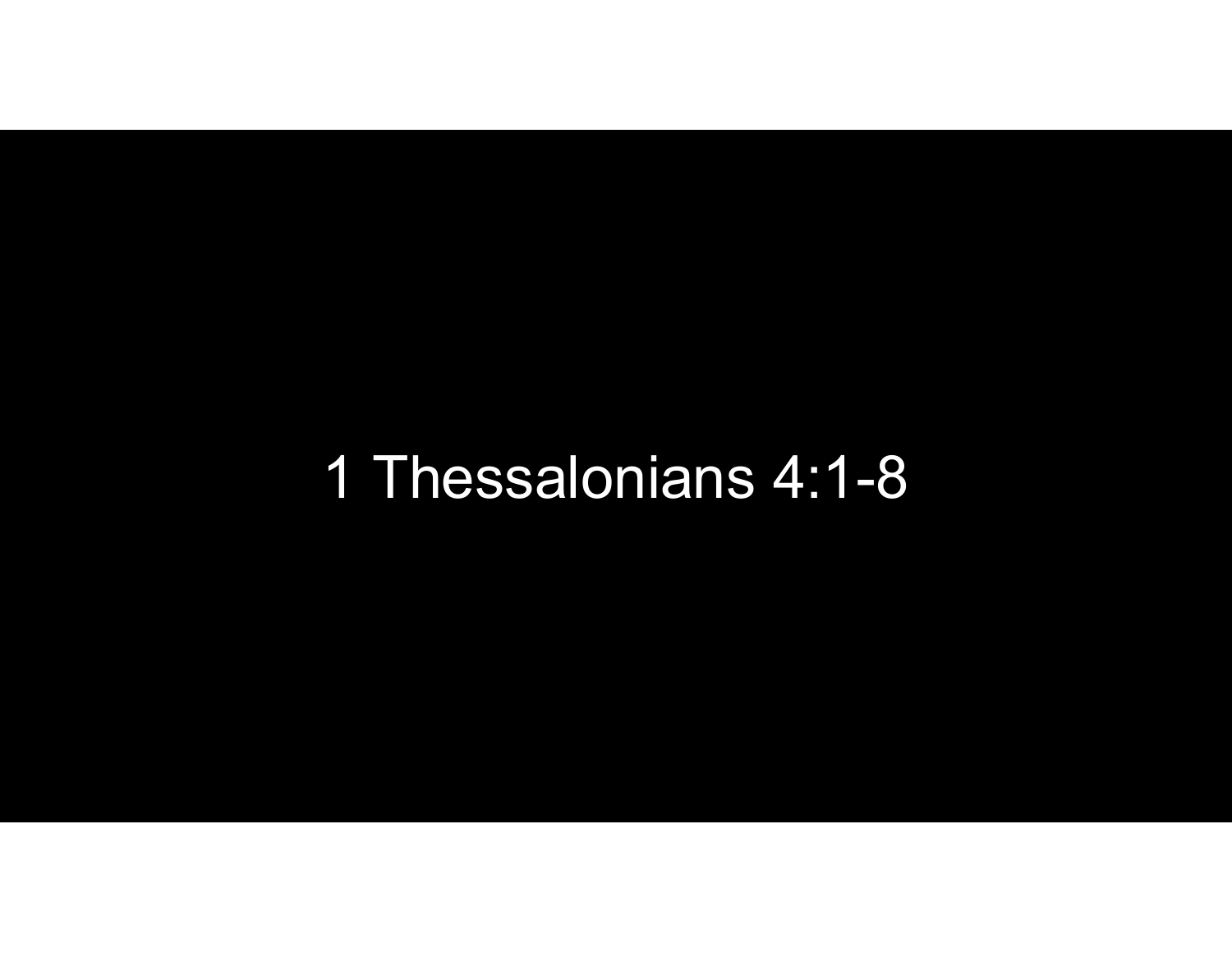1 Thessalonians 4:1-8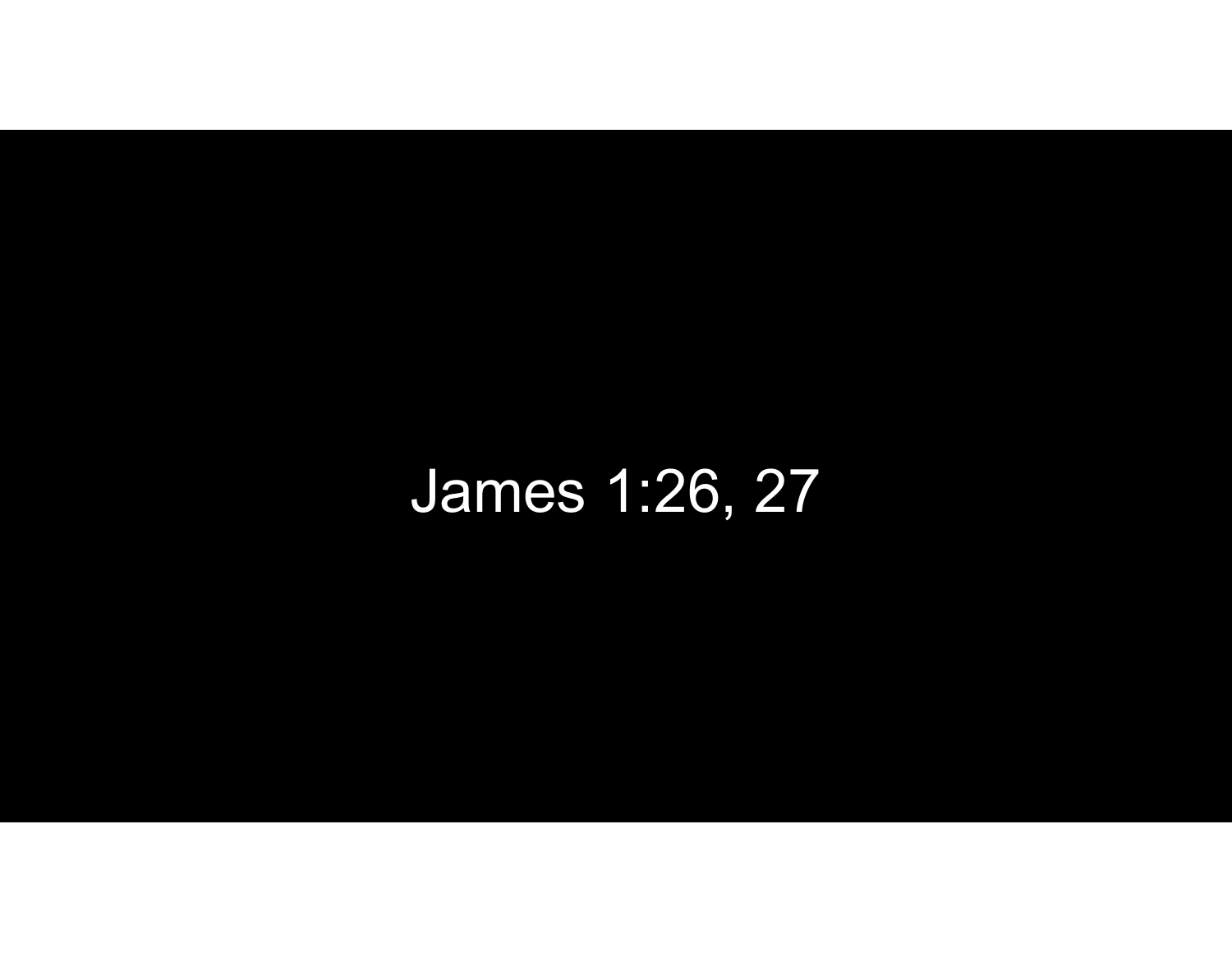James 1:26, 27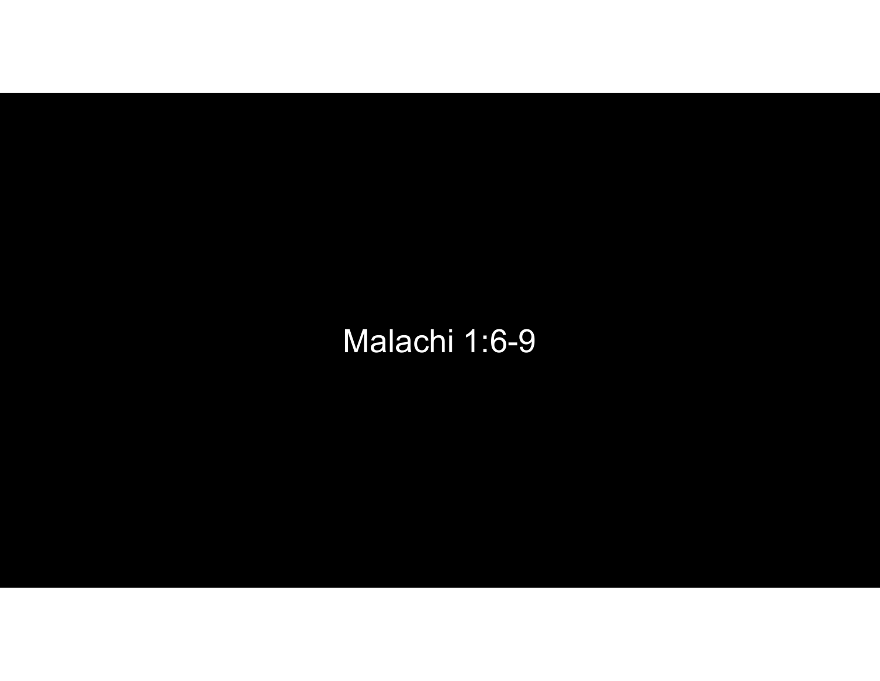Malachi 1:6-9